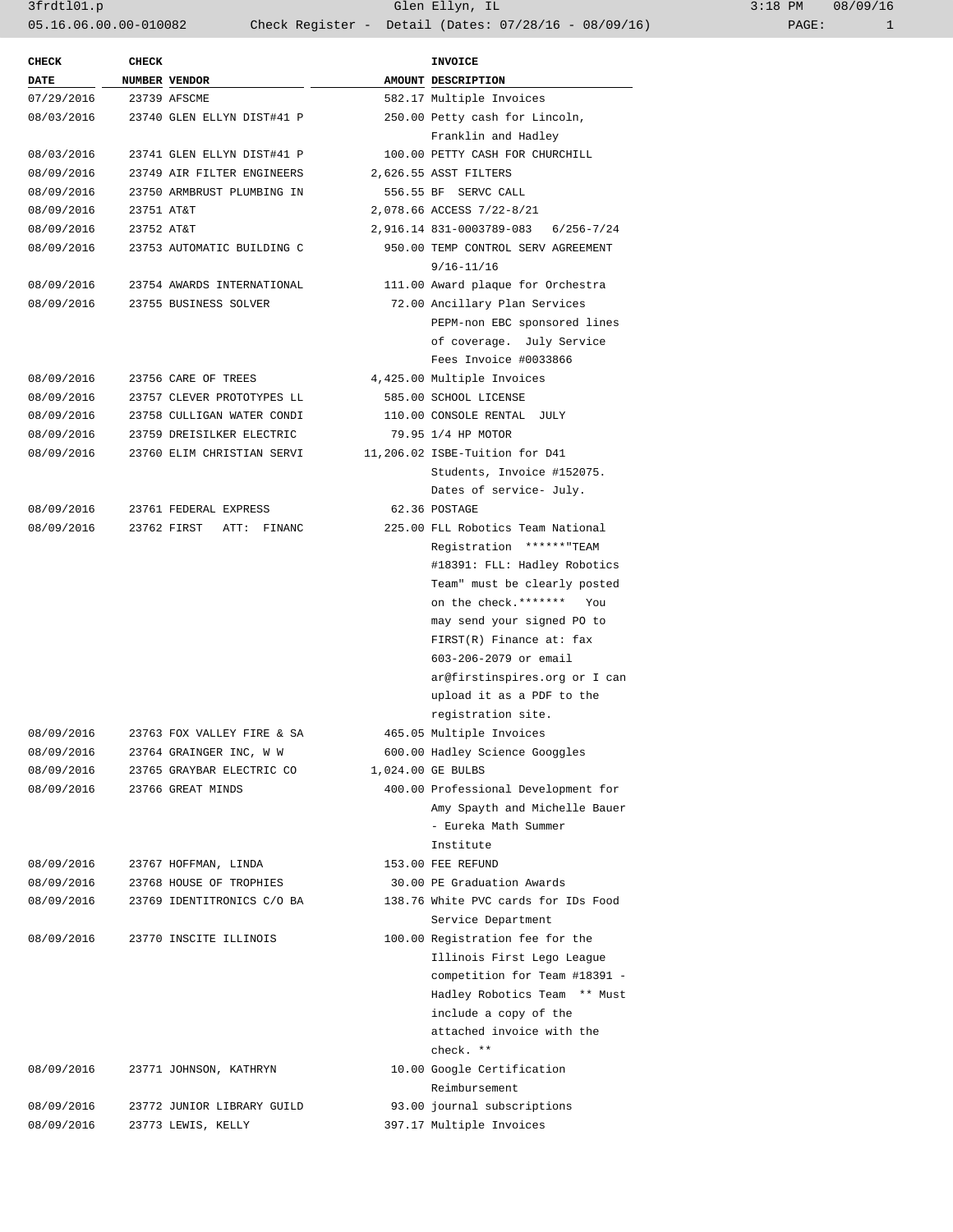| CHECK DATE | CHECK NUMBER | VENDOR | AMOUNT | INVOICE DESCRIPTION |
|---|---|---|---|---|
| 07/29/2016 | 23739 | AFSCME | 582.17 | Multiple Invoices |
| 08/03/2016 | 23740 | GLEN ELLYN DIST#41 P | 250.00 | Petty cash for Lincoln, Franklin and Hadley |
| 08/03/2016 | 23741 | GLEN ELLYN DIST#41 P | 100.00 | PETTY CASH FOR CHURCHILL |
| 08/09/2016 | 23749 | AIR FILTER ENGINEERS | 2,626.55 | ASST FILTERS |
| 08/09/2016 | 23750 | ARMBRUST PLUMBING IN | 556.55 | BF SERVC CALL |
| 08/09/2016 | 23751 | AT&T | 2,078.66 | ACCESS 7/22-8/21 |
| 08/09/2016 | 23752 | AT&T | 2,916.14 | 831-0003789-083 6/256-7/24 |
| 08/09/2016 | 23753 | AUTOMATIC BUILDING C | 950.00 | TEMP CONTROL SERV AGREEMENT 9/16-11/16 |
| 08/09/2016 | 23754 | AWARDS INTERNATIONAL | 111.00 | Award plaque for Orchestra |
| 08/09/2016 | 23755 | BUSINESS SOLVER | 72.00 | Ancillary Plan Services PEPM-non EBC sponsored lines of coverage. July Service Fees Invoice #0033866 |
| 08/09/2016 | 23756 | CARE OF TREES | 4,425.00 | Multiple Invoices |
| 08/09/2016 | 23757 | CLEVER PROTOTYPES LL | 585.00 | SCHOOL LICENSE |
| 08/09/2016 | 23758 | CULLIGAN WATER CONDI | 110.00 | CONSOLE RENTAL JULY |
| 08/09/2016 | 23759 | DREISILKER ELECTRIC | 79.95 | 1/4 HP MOTOR |
| 08/09/2016 | 23760 | ELIM CHRISTIAN SERVI | 11,206.02 | ISBE-Tuition for D41 Students, Invoice #152075. Dates of service- July. |
| 08/09/2016 | 23761 | FEDERAL EXPRESS | 62.36 | POSTAGE |
| 08/09/2016 | 23762 | FIRST ATT: FINANC | 225.00 | FLL Robotics Team National Registration ******"TEAM #18391: FLL: Hadley Robotics Team" must be clearly posted on the check.******* You may send your signed PO to FIRST(R) Finance at: fax 603-206-2079 or email ar@firstinspires.org or I can upload it as a PDF to the registration site. |
| 08/09/2016 | 23763 | FOX VALLEY FIRE & SA | 465.05 | Multiple Invoices |
| 08/09/2016 | 23764 | GRAINGER INC, W W | 600.00 | Hadley Science Googgles |
| 08/09/2016 | 23765 | GRAYBAR ELECTRIC CO | 1,024.00 | GE BULBS |
| 08/09/2016 | 23766 | GREAT MINDS | 400.00 | Professional Development for Amy Spayth and Michelle Bauer - Eureka Math Summer Institute |
| 08/09/2016 | 23767 | HOFFMAN, LINDA | 153.00 | FEE REFUND |
| 08/09/2016 | 23768 | HOUSE OF TROPHIES | 30.00 | PE Graduation Awards |
| 08/09/2016 | 23769 | IDENTITRONICS C/O BA | 138.76 | White PVC cards for IDs Food Service Department |
| 08/09/2016 | 23770 | INSCITE ILLINOIS | 100.00 | Registration fee for the Illinois First Lego League competition for Team #18391 - Hadley Robotics Team ** Must include a copy of the attached invoice with the check. ** |
| 08/09/2016 | 23771 | JOHNSON, KATHRYN | 10.00 | Google Certification Reimbursement |
| 08/09/2016 | 23772 | JUNIOR LIBRARY GUILD | 93.00 | journal subscriptions |
| 08/09/2016 | 23773 | LEWIS, KELLY | 397.17 | Multiple Invoices |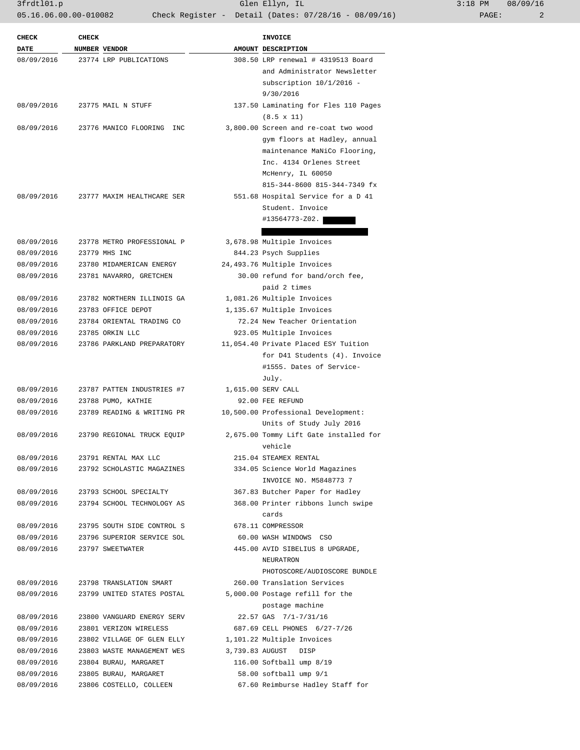| CHECK DATE | CHECK NUMBER | VENDOR | AMOUNT | INVOICE DESCRIPTION |
|---|---|---|---|---|
| 08/09/2016 | 23774 | LRP PUBLICATIONS | 308.50 | LRP renewal # 4319513 Board and Administrator Newsletter subscription 10/1/2016 - 9/30/2016 |
| 08/09/2016 | 23775 | MAIL N STUFF | 137.50 | Laminating for Fles 110 Pages (8.5 x 11) |
| 08/09/2016 | 23776 | MANICO FLOORING INC | 3,800.00 | Screen and re-coat two wood gym floors at Hadley, annual maintenance MaNiCo Flooring, Inc. 4134 Orlenes Street McHenry, IL 60050 815-344-8600 815-344-7349 fx |
| 08/09/2016 | 23777 | MAXIM HEALTHCARE SER | 551.68 | Hospital Service for a D 41 Student. Invoice #13564773-Z02. |
| 08/09/2016 | 23778 | METRO PROFESSIONAL P | 3,678.98 | Multiple Invoices |
| 08/09/2016 | 23779 | MHS INC | 844.23 | Psych Supplies |
| 08/09/2016 | 23780 | MIDAMERICAN ENERGY | 24,493.76 | Multiple Invoices |
| 08/09/2016 | 23781 | NAVARRO, GRETCHEN | 30.00 | refund for band/orch fee, paid 2 times |
| 08/09/2016 | 23782 | NORTHERN ILLINOIS GA | 1,081.26 | Multiple Invoices |
| 08/09/2016 | 23783 | OFFICE DEPOT | 1,135.67 | Multiple Invoices |
| 08/09/2016 | 23784 | ORIENTAL TRADING CO | 72.24 | New Teacher Orientation |
| 08/09/2016 | 23785 | ORKIN LLC | 923.05 | Multiple Invoices |
| 08/09/2016 | 23786 | PARKLAND PREPARATORY | 11,054.40 | Private Placed ESY Tuition for D41 Students (4). Invoice #1555. Dates of Service-July. |
| 08/09/2016 | 23787 | PATTEN INDUSTRIES #7 | 1,615.00 | SERV CALL |
| 08/09/2016 | 23788 | PUMO, KATHIE | 92.00 | FEE REFUND |
| 08/09/2016 | 23789 | READING & WRITING PR | 10,500.00 | Professional Development: Units of Study July 2016 |
| 08/09/2016 | 23790 | REGIONAL TRUCK EQUIP | 2,675.00 | Tommy Lift Gate installed for vehicle |
| 08/09/2016 | 23791 | RENTAL MAX LLC | 215.04 | STEAMEX RENTAL |
| 08/09/2016 | 23792 | SCHOLASTIC MAGAZINES | 334.05 | Science World Magazines INVOICE NO. M5848773 7 |
| 08/09/2016 | 23793 | SCHOOL SPECIALTY | 367.83 | Butcher Paper for Hadley |
| 08/09/2016 | 23794 | SCHOOL TECHNOLOGY AS | 368.00 | Printer ribbons lunch swipe cards |
| 08/09/2016 | 23795 | SOUTH SIDE CONTROL S | 678.11 | COMPRESSOR |
| 08/09/2016 | 23796 | SUPERIOR SERVICE SOL | 60.00 | WASH WINDOWS CSO |
| 08/09/2016 | 23797 | SWEETWATER | 445.00 | AVID SIBELIUS 8 UPGRADE, NEURATRON PHOTOSCORE/AUDIOSCORE BUNDLE |
| 08/09/2016 | 23798 | TRANSLATION SMART | 260.00 | Translation Services |
| 08/09/2016 | 23799 | UNITED STATES POSTAL | 5,000.00 | Postage refill for the postage machine |
| 08/09/2016 | 23800 | VANGUARD ENERGY SERV | 22.57 | GAS 7/1-7/31/16 |
| 08/09/2016 | 23801 | VERIZON WIRELESS | 687.69 | CELL PHONES 6/27-7/26 |
| 08/09/2016 | 23802 | VILLAGE OF GLEN ELLY | 1,101.22 | Multiple Invoices |
| 08/09/2016 | 23803 | WASTE MANAGEMENT WES | 3,739.83 | AUGUST DISP |
| 08/09/2016 | 23804 | BURAU, MARGARET | 116.00 | Softball ump 8/19 |
| 08/09/2016 | 23805 | BURAU, MARGARET | 58.00 | softball ump 9/1 |
| 08/09/2016 | 23806 | COSTELLO, COLLEEN | 67.60 | Reimburse Hadley Staff for |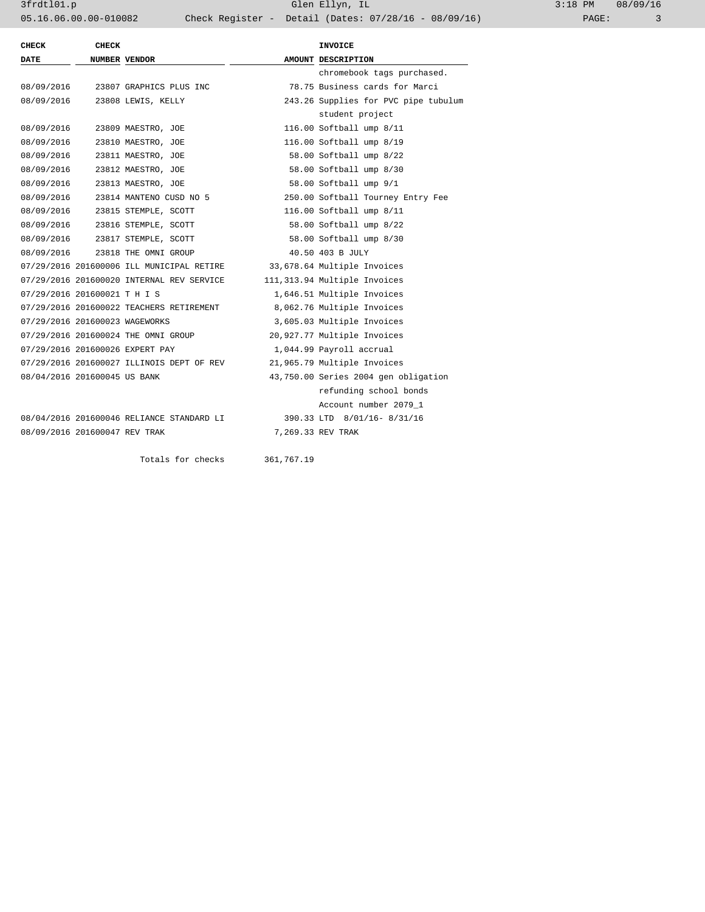| CHECK DATE | CHECK NUMBER | VENDOR | AMOUNT | INVOICE DESCRIPTION |
|---|---|---|---|---|
| | | | | chromebook tags purchased. |
| 08/09/2016 | 23807 | GRAPHICS PLUS INC | 78.75 | Business cards for Marci |
| 08/09/2016 | 23808 | LEWIS, KELLY | 243.26 | Supplies for PVC pipe tubulum student project |
| 08/09/2016 | 23809 | MAESTRO, JOE | 116.00 | Softball ump 8/11 |
| 08/09/2016 | 23810 | MAESTRO, JOE | 116.00 | Softball ump 8/19 |
| 08/09/2016 | 23811 | MAESTRO, JOE | 58.00 | Softball ump 8/22 |
| 08/09/2016 | 23812 | MAESTRO, JOE | 58.00 | Softball ump 8/30 |
| 08/09/2016 | 23813 | MAESTRO, JOE | 58.00 | Softball ump 9/1 |
| 08/09/2016 | 23814 | MANTENO CUSD NO 5 | 250.00 | Softball Tourney Entry Fee |
| 08/09/2016 | 23815 | STEMPLE, SCOTT | 116.00 | Softball ump 8/11 |
| 08/09/2016 | 23816 | STEMPLE, SCOTT | 58.00 | Softball ump 8/22 |
| 08/09/2016 | 23817 | STEMPLE, SCOTT | 58.00 | Softball ump 8/30 |
| 08/09/2016 | 23818 | THE OMNI GROUP | 40.50 | 403 B JULY |
| 07/29/2016 | 201600006 | ILL MUNICIPAL RETIRE | 33,678.64 | Multiple Invoices |
| 07/29/2016 | 201600020 | INTERNAL REV SERVICE | 111,313.94 | Multiple Invoices |
| 07/29/2016 | 201600021 | T H I S | 1,646.51 | Multiple Invoices |
| 07/29/2016 | 201600022 | TEACHERS RETIREMENT | 8,062.76 | Multiple Invoices |
| 07/29/2016 | 201600023 | WAGEWORKS | 3,605.03 | Multiple Invoices |
| 07/29/2016 | 201600024 | THE OMNI GROUP | 20,927.77 | Multiple Invoices |
| 07/29/2016 | 201600026 | EXPERT PAY | 1,044.99 | Payroll accrual |
| 07/29/2016 | 201600027 | ILLINOIS DEPT OF REV | 21,965.79 | Multiple Invoices |
| 08/04/2016 | 201600045 | US BANK | 43,750.00 | Series 2004 gen obligation refunding school bonds Account number 2079_1 |
| 08/04/2016 | 201600046 | RELIANCE STANDARD LI | 390.33 | LTD 8/01/16- 8/31/16 |
| 08/09/2016 | 201600047 | REV TRAK | 7,269.33 | REV TRAK |
| | | Totals for checks | 361,767.19 | |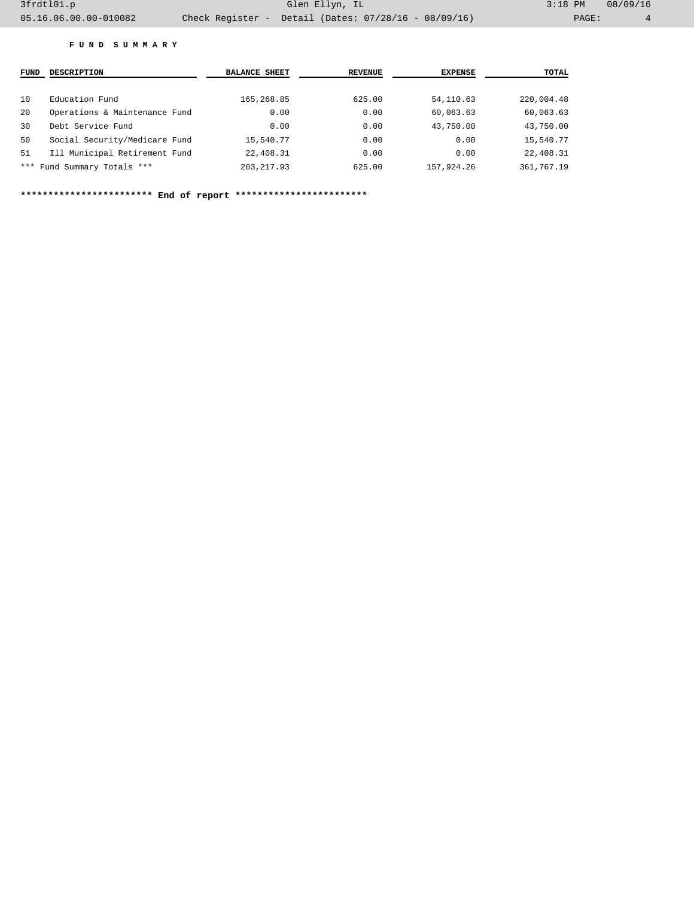**F U N D   S U M M A R Y**

| FUND | DESCRIPTION | BALANCE SHEET | REVENUE | EXPENSE | TOTAL |
|---|---|---|---|---|---|
| 10 | Education Fund | 165,268.85 | 625.00 | 54,110.63 | 220,004.48 |
| 20 | Operations & Maintenance Fund | 0.00 | 0.00 | 60,063.63 | 60,063.63 |
| 30 | Debt Service Fund | 0.00 | 0.00 | 43,750.00 | 43,750.00 |
| 50 | Social Security/Medicare Fund | 15,540.77 | 0.00 | 0.00 | 15,540.77 |
| 51 | Ill Municipal Retirement Fund | 22,408.31 | 0.00 | 0.00 | 22,408.31 |
| *** Fund Summary Totals *** | | 203,217.93 | 625.00 | 157,924.26 | 361,767.19 |

************************ **End of report** ************************